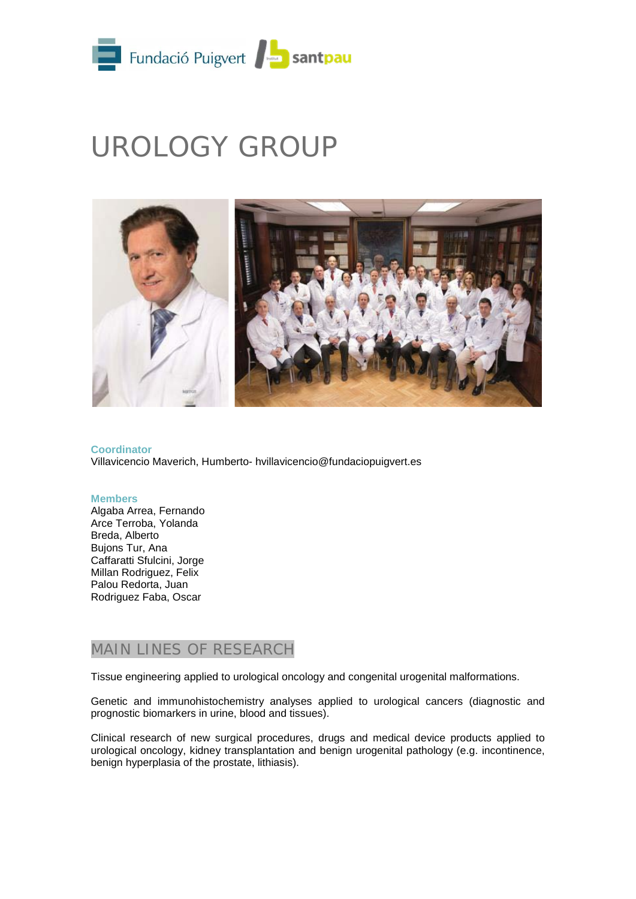# UROLOGY GROUP

**Coordinator**
Villavicencio Maverich, Humberto- hvillavicencio@fundaciopuigvert.es

**Members**
Algaba Arrea, Fernando
Arce Terroba, Yolanda
Breda, Alberto
Bujons Tur, Ana
Caffaratti Sfulcini, Jorge
Millan Rodriguez, Felix
Palou Redorta, Juan
Rodriguez Faba, Oscar

## MAIN LINES OF RESEARCH

Tissue engineering applied to urological oncology and congenital urogenital malformations.

Genetic and immunohistochemistry analyses applied to urological cancers (diagnostic and prognostic biomarkers in urine, blood and tissues).

Clinical research of new surgical procedures, drugs and medical device products applied to urological oncology, kidney transplantation and benign urogenital pathology (e.g. incontinence, benign hyperplasia of the prostate, lithiasis).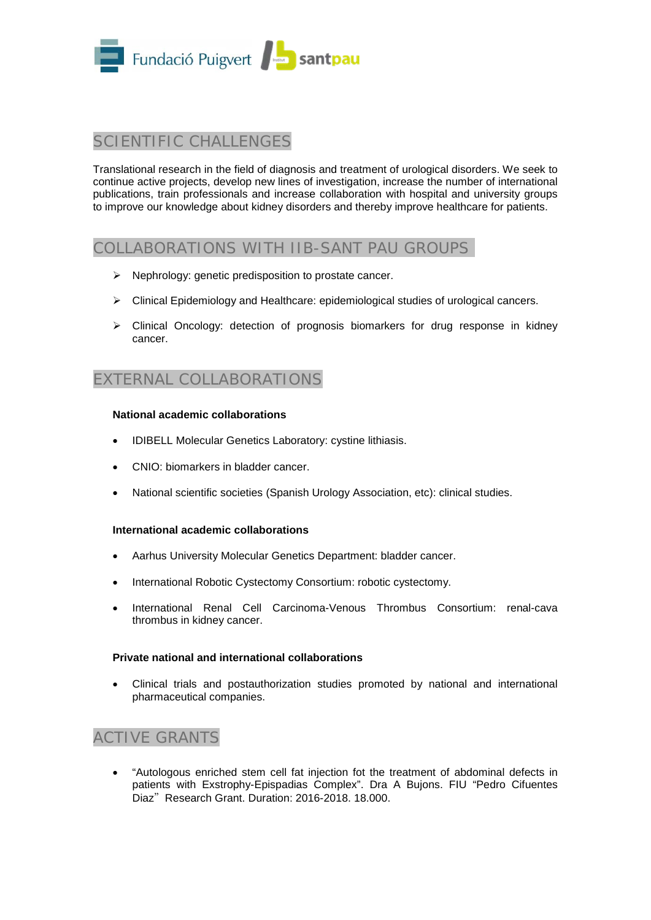## SCIENTIFIC CHALLENGES

Translational research in the field of diagnosis and treatment of urological disorders. We seek to continue active projects, develop new lines of investigation, increase the number of international publications, train professionals and increase collaboration with hospital and university groups to improve our knowledge about kidney disorders and thereby improve healthcare for patients.

## COLLABORATIONS WITH IIB-SANT PAU GROUPS

- Nephrology: genetic predisposition to prostate cancer.
- Clinical Epidemiology and Healthcare: epidemiological studies of urological cancers.
- Clinical Oncology: detection of prognosis biomarkers for drug response in kidney cancer.

## EXTERNAL COLLABORATIONS

**National academic collaborations**

- IDIBELL Molecular Genetics Laboratory: cystine lithiasis.
- CNIO: biomarkers in bladder cancer.
- National scientific societies (Spanish Urology Association, etc): clinical studies.

**International academic collaborations**

- Aarhus University Molecular Genetics Department: bladder cancer.
- International Robotic Cystectomy Consortium: robotic cystectomy.
- International Renal Cell Carcinoma-Venous Thrombus Consortium: renal-cava thrombus in kidney cancer.

**Private national and international collaborations**

- Clinical trials and postauthorization studies promoted by national and international pharmaceutical companies.

## ACTIVE GRANTS

- "Autologous enriched stem cell fat injection fot the treatment of abdominal defects in patients with Exstrophy-Epispadias Complex". Dra A Bujons. FIU "Pedro Cifuentes Diaz" Research Grant. Duration: 2016-2018. 18.000.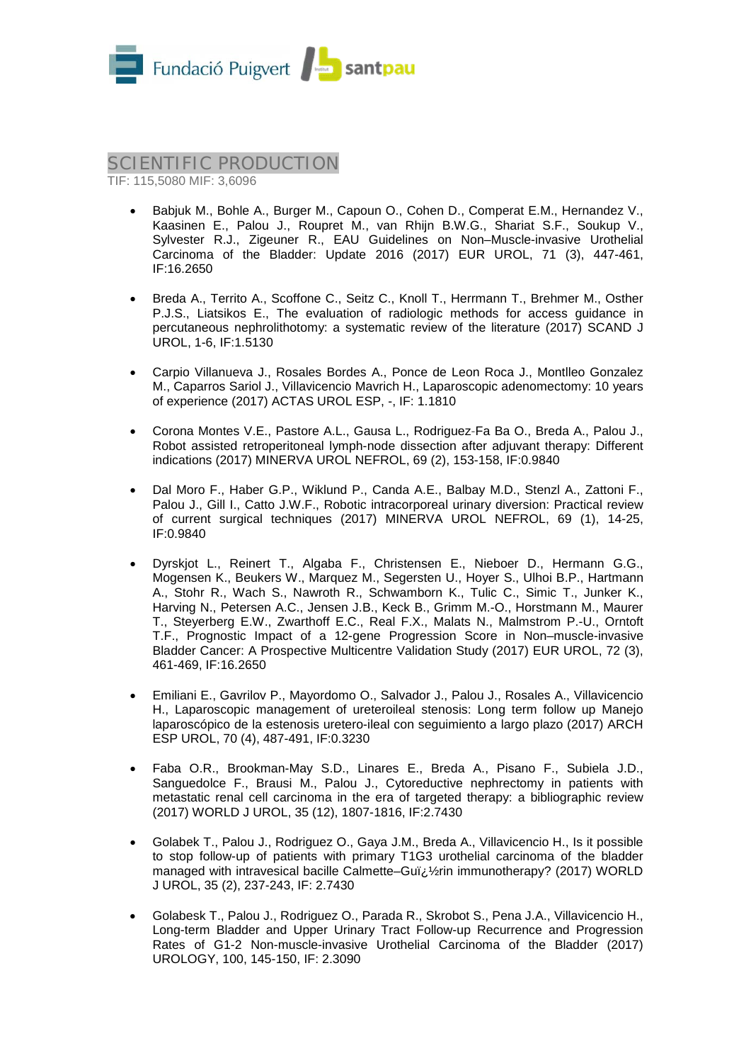# SCIENTIFIC PRODUCTION

TIF: 115,5080 MIF: 3,6096

- Babjuk M., Bohle A., Burger M., Capoun O., Cohen D., Comperat E.M., Hernandez V., Kaasinen E., Palou J., Rouprет M., van Rhijn B.W.G., Shariat S.F., Soukup V., Sylvester R.J., Zigeuner R., EAU Guidelines on Non–Muscle-invasive Urothelial Carcinoma of the Bladder: Update 2016 (2017) EUR UROL, 71 (3), 447-461, IF:16.2650

- Breda A., Territo A., Scoffone C., Seitz C., Knoll T., Herrmann T., Brehmer M., Osther P.J.S., Liatsikos E., The evaluation of radiologic methods for access guidance in percutaneous nephrolithotomy: a systematic review of the literature (2017) SCAND J UROL, 1-6, IF:1.5130

- Carpio Villanueva J., Rosales Bordes A., Ponce de Leon Roca J., Montlleo Gonzalez M., Caparros Sariol J., Villavicencio Mavrich H., Laparoscopic adenomectomy: 10 years of experience (2017) ACTAS UROL ESP, -, IF: 1.1810

- Corona Montes V.E., Pastore A.L., Gausa L., Rodriguez-Fa Ba O., Breda A., Palou J., Robot assisted retroperitoneal lymph-node dissection after adjuvant therapy: Different indications (2017) MINERVA UROL NEFROL, 69 (2), 153-158, IF:0.9840

- Dal Moro F., Haber G.P., Wiklund P., Canda A.E., Balbay M.D., Stenzl A., Zattoni F., Palou J., Gill I., Catto J.W.F., Robotic intracorporeal urinary diversion: Practical review of current surgical techniques (2017) MINERVA UROL NEFROL, 69 (1), 14-25, IF:0.9840

- Dyrskjot L., Reinert T., Algaba F., Christensen E., Nieboer D., Hermann G.G., Mogensen K., Beukers W., Marquez M., Segersten U., Hoyer S., Ulhoi B.P., Hartmann A., Stohr R., Wach S., Nawroth R., Schwamborn K., Tulic C., Simic T., Junker K., Harving N., Petersen A.C., Jensen J.B., Keck B., Grimm M.-O., Horstmann M., Maurer T., Steyerberg E.W., Zwarthoff E.C., Real F.X., Malats N., Malmstrom P.-U., Orntoft T.F., Prognostic Impact of a 12-gene Progression Score in Non–muscle-invasive Bladder Cancer: A Prospective Multicentre Validation Study (2017) EUR UROL, 72 (3), 461-469, IF:16.2650

- Emiliani E., Gavrilov P., Mayordomo O., Salvador J., Palou J., Rosales A., Villavicencio H., Laparoscopic management of ureteroileal stenosis: Long term follow up Manejo laparoscópico de la estenosis uretero-ileal con seguimiento a largo plazo (2017) ARCH ESP UROL, 70 (4), 487-491, IF:0.3230

- Faba O.R., Brookman-May S.D., Linares E., Breda A., Pisano F., Subiela J.D., Sanguedolce F., Brausi M., Palou J., Cytoreductive nephrectomy in patients with metastatic renal cell carcinoma in the era of targeted therapy: a bibliographic review (2017) WORLD J UROL, 35 (12), 1807-1816, IF:2.7430

- Golabek T., Palou J., Rodriguez O., Gaya J.M., Breda A., Villavicencio H., Is it possible to stop follow-up of patients with primary T1G3 urothelial carcinoma of the bladder managed with intravesical bacille Calmette–Guï¿½rin immunotherapy? (2017) WORLD J UROL, 35 (2), 237-243, IF: 2.7430

- Golabesk T., Palou J., Rodriguez O., Parada R., Skrobot S., Pena J.A., Villavicencio H., Long-term Bladder and Upper Urinary Tract Follow-up Recurrence and Progression Rates of G1-2 Non-muscle-invasive Urothelial Carcinoma of the Bladder (2017) UROLOGY, 100, 145-150, IF: 2.3090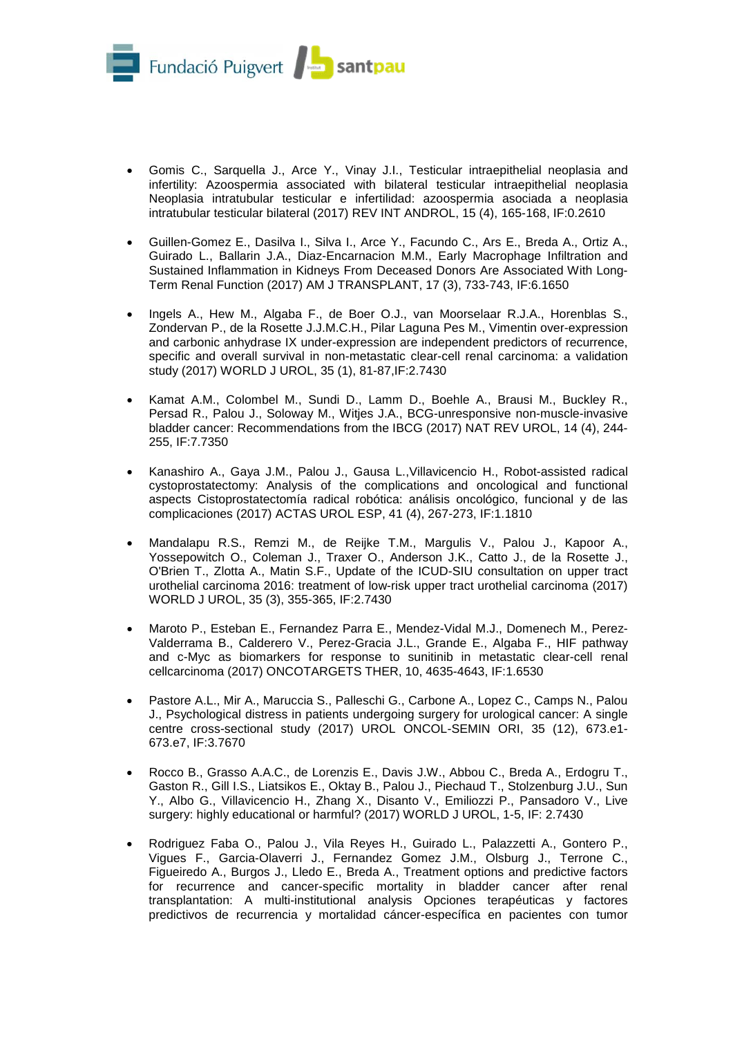- Gomis C., Sarquella J., Arce Y., Vinay J.I., Testicular intraepithelial neoplasia and infertility: Azoospermia associated with bilateral testicular intraepithelial neoplasia Neoplasia intratubular testicular e infertilidad: azoospermia asociada a neoplasia intratubular testicular bilateral (2017) REV INT ANDROL, 15 (4), 165-168, IF:0.2610

- Guillen-Gomez E., Dasilva I., Silva I., Arce Y., Facundo C., Ars E., Breda A., Ortiz A., Guirado L., Ballarin J.A., Diaz-Encarnacion M.M., Early Macrophage Infiltration and Sustained Inflammation in Kidneys From Deceased Donors Are Associated With Long-Term Renal Function (2017) AM J TRANSPLANT, 17 (3), 733-743, IF:6.1650

- Ingels A., Hew M., Algaba F., de Boer O.J., van Moorselaar R.J.A., Horenblas S., Zondervan P., de la Rosette J.J.M.C.H., Pilar Laguna Pes M., Vimentin over-expression and carbonic anhydrase IX under-expression are independent predictors of recurrence, specific and overall survival in non-metastatic clear-cell renal carcinoma: a validation study (2017) WORLD J UROL, 35 (1), 81-87,IF:2.7430

- Kamat A.M., Colombel M., Sundi D., Lamm D., Boehle A., Brausi M., Buckley R., Persad R., Palou J., Soloway M., Witjes J.A., BCG-unresponsive non-muscle-invasive bladder cancer: Recommendations from the IBCG (2017) NAT REV UROL, 14 (4), 244-255, IF:7.7350

- Kanashiro A., Gaya J.M., Palou J., Gausa L.,Villavicencio H., Robot-assisted radical cystoprostatectomy: Analysis of the complications and oncological and functional aspects Cistoprostatectomía radical robótica: análisis oncológico, funcional y de las complicaciones (2017) ACTAS UROL ESP, 41 (4), 267-273, IF:1.1810

- Mandalapu R.S., Remzi M., de Reijke T.M., Margulis V., Palou J., Kapoor A., Yossepowitch O., Coleman J., Traxer O., Anderson J.K., Catto J., de la Rosette J., O'Brien T., Zlotta A., Matin S.F., Update of the ICUD-SIU consultation on upper tract urothelial carcinoma 2016: treatment of low-risk upper tract urothelial carcinoma (2017) WORLD J UROL, 35 (3), 355-365, IF:2.7430

- Maroto P., Esteban E., Fernandez Parra E., Mendez-Vidal M.J., Domenech M., Perez-Valderrama B., Calderero V., Perez-Gracia J.L., Grande E., Algaba F., HIF pathway and c-Myc as biomarkers for response to sunitinib in metastatic clear-cell renal cellcarcinoma (2017) ONCOTARGETS THER, 10, 4635-4643, IF:1.6530

- Pastore A.L., Mir A., Maruccia S., Palleschi G., Carbone A., Lopez C., Camps N., Palou J., Psychological distress in patients undergoing surgery for urological cancer: A single centre cross-sectional study (2017) UROL ONCOL-SEMIN ORI, 35 (12), 673.e1-673.e7, IF:3.7670

- Rocco B., Grasso A.A.C., de Lorenzis E., Davis J.W., Abbou C., Breda A., Erdogru T., Gaston R., Gill I.S., Liatsikos E., Oktay B., Palou J., Piechaud T., Stolzenburg J.U., Sun Y., Albo G., Villavicencio H., Zhang X., Disanto V., Emiliozzi P., Pansadoro V., Live surgery: highly educational or harmful? (2017) WORLD J UROL, 1-5, IF: 2.7430

- Rodriguez Faba O., Palou J., Vila Reyes H., Guirado L., Palazzetti A., Gontero P., Vigues F., Garcia-Olaverri J., Fernandez Gomez J.M., Olsburg J., Terrone C., Figueiredo A., Burgos J., Lledo E., Breda A., Treatment options and predictive factors for recurrence and cancer-specific mortality in bladder cancer after renal transplantation: A multi-institutional analysis Opciones terapéuticas y factores predictivos de recurrencia y mortalidad cáncer-específica en pacientes con tumor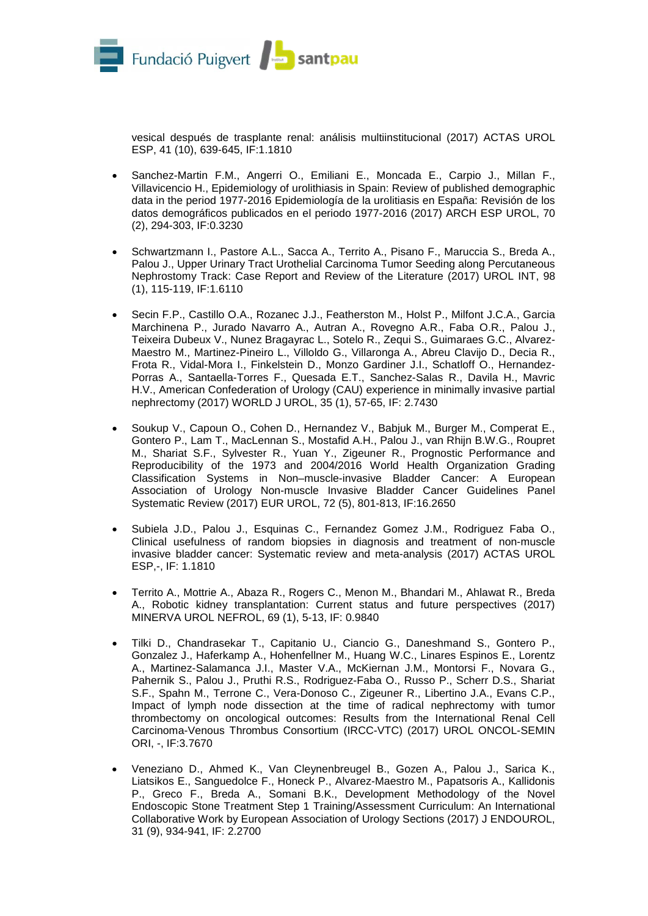vesical después de trasplante renal: análisis multiinstitucional (2017) ACTAS UROL ESP, 41 (10), 639-645, IF:1.1810

- Sanchez-Martin F.M., Angerri O., Emiliani E., Moncada E., Carpio J., Millan F., Villavicencio H., Epidemiology of urolithiasis in Spain: Review of published demographic data in the period 1977-2016 Epidemiología de la urolitiasis en España: Revisión de los datos demográficos publicados en el periodo 1977-2016 (2017) ARCH ESP UROL, 70 (2), 294-303, IF:0.3230

- Schwartzmann I., Pastore A.L., Sacca A., Territo A., Pisano F., Maruccia S., Breda A., Palou J., Upper Urinary Tract Urothelial Carcinoma Tumor Seeding along Percutaneous Nephrostomy Track: Case Report and Review of the Literature (2017) UROL INT, 98 (1), 115-119, IF:1.6110

- Secin F.P., Castillo O.A., Rozanec J.J., Featherston M., Holst P., Milfont J.C.A., Garcia Marchinena P., Jurado Navarro A., Autran A., Rovegno A.R., Faba O.R., Palou J., Teixeira Dubeux V., Nunez Bragayrac L., Sotelo R., Zequi S., Guimaraes G.C., Alvarez-Maestro M., Martinez-Pineiro L., Villoldo G., Villaronga A., Abreu Clavijo D., Decia R., Frota R., Vidal-Mora I., Finkelstein D., Monzo Gardiner J.I., Schatloff O., Hernandez-Porras A., Santaella-Torres F., Quesada E.T., Sanchez-Salas R., Davila H., Mavric H.V., American Confederation of Urology (CAU) experience in minimally invasive partial nephrectomy (2017) WORLD J UROL, 35 (1), 57-65, IF: 2.7430

- Soukup V., Capoun O., Cohen D., Hernandez V., Babjuk M., Burger M., Comperat E., Gontero P., Lam T., MacLennan S., Mostafid A.H., Palou J., van Rhijn B.W.G., Roupret M., Shariat S.F., Sylvester R., Yuan Y., Zigeuner R., Prognostic Performance and Reproducibility of the 1973 and 2004/2016 World Health Organization Grading Classification Systems in Non–muscle-invasive Bladder Cancer: A European Association of Urology Non-muscle Invasive Bladder Cancer Guidelines Panel Systematic Review (2017) EUR UROL, 72 (5), 801-813, IF:16.2650

- Subiela J.D., Palou J., Esquinas C., Fernandez Gomez J.M., Rodriguez Faba O., Clinical usefulness of random biopsies in diagnosis and treatment of non-muscle invasive bladder cancer: Systematic review and meta-analysis (2017) ACTAS UROL ESP,-, IF: 1.1810

- Territo A., Mottrie A., Abaza R., Rogers C., Menon M., Bhandari M., Ahlawat R., Breda A., Robotic kidney transplantation: Current status and future perspectives (2017) MINERVA UROL NEFROL, 69 (1), 5-13, IF: 0.9840

- Tilki D., Chandrasekar T., Capitanio U., Ciancio G., Daneshmand S., Gontero P., Gonzalez J., Haferkamp A., Hohenfellner M., Huang W.C., Linares Espinos E., Lorentz A., Martinez-Salamanca J.I., Master V.A., McKiernan J.M., Montorsi F., Novara G., Pahernik S., Palou J., Pruthi R.S., Rodriguez-Faba O., Russo P., Scherr D.S., Shariat S.F., Spahn M., Terrone C., Vera-Donoso C., Zigeuner R., Libertino J.A., Evans C.P., Impact of lymph node dissection at the time of radical nephrectomy with tumor thrombectomy on oncological outcomes: Results from the International Renal Cell Carcinoma-Venous Thrombus Consortium (IRCC-VTC) (2017) UROL ONCOL-SEMIN ORI, -, IF:3.7670

- Veneziano D., Ahmed K., Van Cleynenbreugel B., Gozen A., Palou J., Sarica K., Liatsikos E., Sanguedolce F., Honeck P., Alvarez-Maestro M., Papatsoris A., Kallidonis P., Greco F., Breda A., Somani B.K., Development Methodology of the Novel Endoscopic Stone Treatment Step 1 Training/Assessment Curriculum: An International Collaborative Work by European Association of Urology Sections (2017) J ENDOUROL, 31 (9), 934-941, IF: 2.2700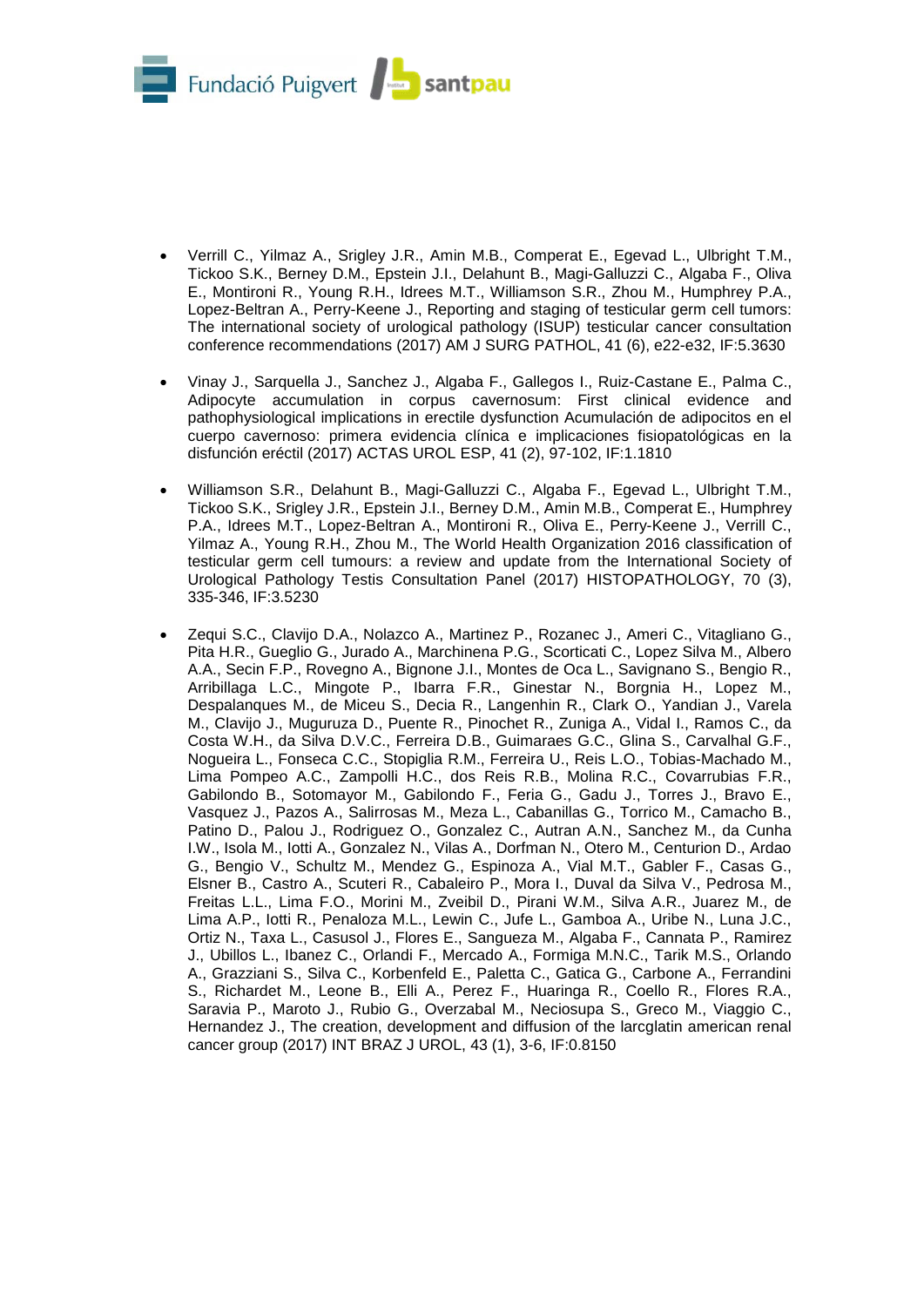- Verrill C., Yilmaz A., Srigley J.R., Amin M.B., Comperat E., Egevad L., Ulbright T.M., Tickoo S.K., Berney D.M., Epstein J.I., Delahunt B., Magi-Galluzzi C., Algaba F., Oliva E., Montironi R., Young R.H., Idrees M.T., Williamson S.R., Zhou M., Humphrey P.A., Lopez-Beltran A., Perry-Keene J., Reporting and staging of testicular germ cell tumors: The international society of urological pathology (ISUP) testicular cancer consultation conference recommendations (2017) AM J SURG PATHOL, 41 (6), e22-e32, IF:5.3630

- Vinay J., Sarquella J., Sanchez J., Algaba F., Gallegos I., Ruiz-Castane E., Palma C., Adipocyte accumulation in corpus cavernosum: First clinical evidence and pathophysiological implications in erectile dysfunction Acumulación de adipocitos en el cuerpo cavernoso: primera evidencia clínica e implicaciones fisiopatológicas en la disfunción eréctil (2017) ACTAS UROL ESP, 41 (2), 97-102, IF:1.1810

- Williamson S.R., Delahunt B., Magi-Galluzzi C., Algaba F., Egevad L., Ulbright T.M., Tickoo S.K., Srigley J.R., Epstein J.I., Berney D.M., Amin M.B., Comperat E., Humphrey P.A., Idrees M.T., Lopez-Beltran A., Montironi R., Oliva E., Perry-Keene J., Verrill C., Yilmaz A., Young R.H., Zhou M., The World Health Organization 2016 classification of testicular germ cell tumours: a review and update from the International Society of Urological Pathology Testis Consultation Panel (2017) HISTOPATHOLOGY, 70 (3), 335-346, IF:3.5230

- Zequi S.C., Clavijo D.A., Nolazco A., Martinez P., Rozanec J., Ameri C., Vitagliano G., Pita H.R., Gueglio G., Jurado A., Marchinena P.G., Scorticati C., Lopez Silva M., Albero A.A., Secin F.P., Rovegno A., Bignone J.I., Montes de Oca L., Savignano S., Bengio R., Arribillaga L.C., Mingote P., Ibarra F.R., Ginestar N., Borgnia H., Lopez M., Despalanques M., de Miceu S., Decia R., Langenhin R., Clark O., Yandian J., Varela M., Clavijo J., Muguruza D., Puente R., Pinochet R., Zuniga A., Vidal I., Ramos C., da Costa W.H., da Silva D.V.C., Ferreira D.B., Guimaraes G.C., Glina S., Carvalhal G.F., Nogueira L., Fonseca C.C., Stopiglia R.M., Ferreira U., Reis L.O., Tobias-Machado M., Lima Pompeo A.C., Zampolli H.C., dos Reis R.B., Molina R.C., Covarrubias F.R., Gabilondo B., Sotomayor M., Gabilondo F., Feria G., Gadu J., Torres J., Bravo E., Vasquez J., Pazos A., Salirrosas M., Meza L., Cabanillas G., Torrico M., Camacho B., Patino D., Palou J., Rodriguez O., Gonzalez C., Autran A.N., Sanchez M., da Cunha I.W., Isola M., Iotti A., Gonzalez N., Vilas A., Dorfman N., Otero M., Centurion D., Ardao G., Bengio V., Schultz M., Mendez G., Espinoza A., Vial M.T., Gabler F., Casas G., Elsner B., Castro A., Scuteri R., Cabaleiro P., Mora I., Duval da Silva V., Pedrosa M., Freitas L.L., Lima F.O., Morini M., Zveibil D., Pirani W.M., Silva A.R., Juarez M., de Lima A.P., Iotti R., Penaloza M.L., Lewin C., Jufe L., Gamboa A., Uribe N., Luna J.C., Ortiz N., Taxa L., Casusol J., Flores E., Sangueza M., Algaba F., Cannata P., Ramirez J., Ubillos L., Ibanez C., Orlandi F., Mercado A., Formiga M.N.C., Tarik M.S., Orlando A., Grazziani S., Silva C., Korbenfeld E., Paletta C., Gatica G., Carbone A., Ferrandini S., Richardet M., Leone B., Elli A., Perez F., Huaringa R., Coello R., Flores R.A., Saravia P., Maroto J., Rubio G., Overzabal M., Neciosupa S., Greco M., Viaggio C., Hernandez J., The creation, development and diffusion of the larcglatin american renal cancer group (2017) INT BRAZ J UROL, 43 (1), 3-6, IF:0.8150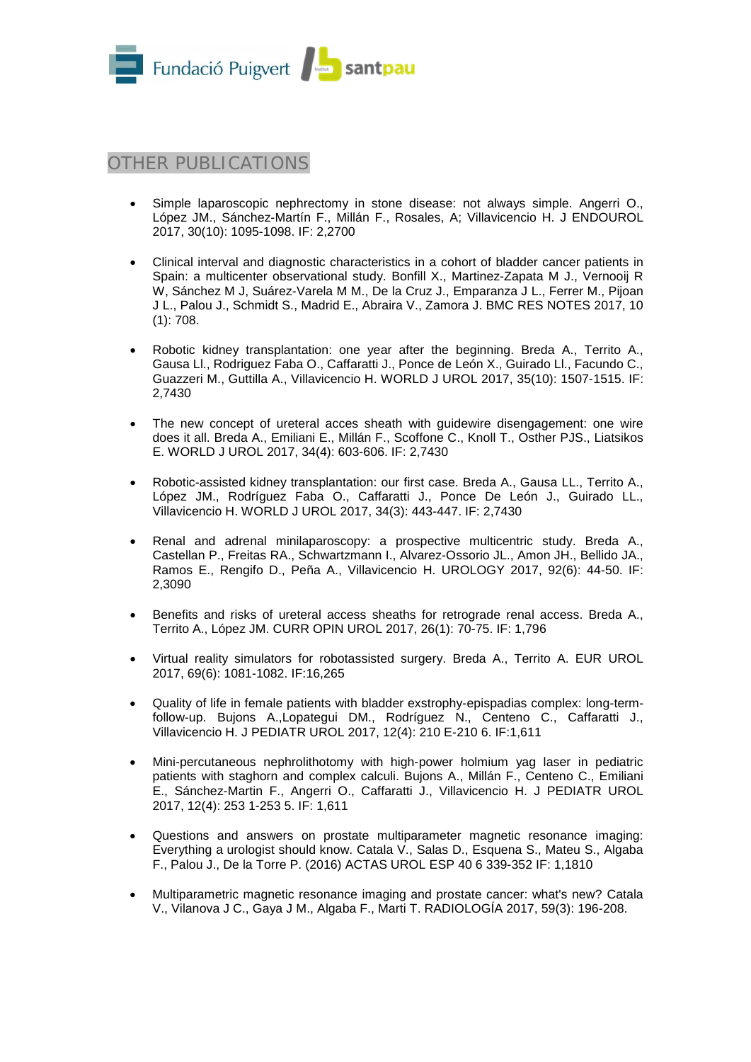## OTHER PUBLICATIONS

- Simple laparoscopic nephrectomy in stone disease: not always simple. Angerri O., López JM., Sánchez-Martín F., Millán F., Rosales, A; Villavicencio H. J ENDOUROL 2017, 30(10): 1095-1098. IF: 2,2700

- Clinical interval and diagnostic characteristics in a cohort of bladder cancer patients in Spain: a multicenter observational study. Bonfill X., Martinez-Zapata M J., Vernooij R W, Sánchez M J, Suárez-Varela M M., De la Cruz J., Emparanza J L., Ferrer M., Pijoan J L., Palou J., Schmidt S., Madrid E., Abraira V., Zamora J. BMC RES NOTES 2017, 10 (1): 708.

- Robotic kidney transplantation: one year after the beginning. Breda A., Territo A., Gausa Ll., Rodriguez Faba O., Caffaratti J., Ponce de León X., Guirado Ll., Facundo C., Guazzeri M., Guttilla A., Villavicencio H. WORLD J UROL 2017, 35(10): 1507-1515. IF: 2,7430

- The new concept of ureteral acces sheath with guidewire disengagement: one wire does it all. Breda A., Emiliani E., Millán F., Scoffone C., Knoll T., Osther PJS., Liatsikos E. WORLD J UROL 2017, 34(4): 603-606. IF: 2,7430

- Robotic-assisted kidney transplantation: our first case. Breda A., Gausa LL., Territo A., López JM., Rodríguez Faba O., Caffaratti J., Ponce De León J., Guirado LL., Villavicencio H. WORLD J UROL 2017, 34(3): 443-447. IF: 2,7430

- Renal and adrenal minilaparoscopy: a prospective multicentric study. Breda A., Castellan P., Freitas RA., Schwartzmann I., Alvarez-Ossorio JL., Amon JH., Bellido JA., Ramos E., Rengifo D., Peña A., Villavicencio H. UROLOGY 2017, 92(6): 44-50. IF: 2,3090

- Benefits and risks of ureteral access sheaths for retrograde renal access. Breda A., Territo A., López JM. CURR OPIN UROL 2017, 26(1): 70-75. IF: 1,796

- Virtual reality simulators for robotassisted surgery. Breda A., Territo A. EUR UROL 2017, 69(6): 1081-1082. IF:16,265

- Quality of life in female patients with bladder exstrophy-epispadias complex: long-term-follow-up. Bujons A.,Lopategui DM., Rodríguez N., Centeno C., Caffaratti J., Villavicencio H. J PEDIATR UROL 2017, 12(4): 210 E-210 6. IF:1,611

- Mini-percutaneous nephrolithotomy with high-power holmium yag laser in pediatric patients with staghorn and complex calculi. Bujons A., Millán F., Centeno C., Emiliani E., Sánchez-Martin F., Angerri O., Caffaratti J., Villavicencio H. J PEDIATR UROL 2017, 12(4): 253 1-253 5. IF: 1,611

- Questions and answers on prostate multiparameter magnetic resonance imaging: Everything a urologist should know. Catala V., Salas D., Esquena S., Mateu S., Algaba F., Palou J., De la Torre P. (2016) ACTAS UROL ESP 40 6 339-352 IF: 1,1810

- Multiparametric magnetic resonance imaging and prostate cancer: what's new? Catala V., Vilanova J C., Gaya J M., Algaba F., Marti T. RADIOLOGÍA 2017, 59(3): 196-208.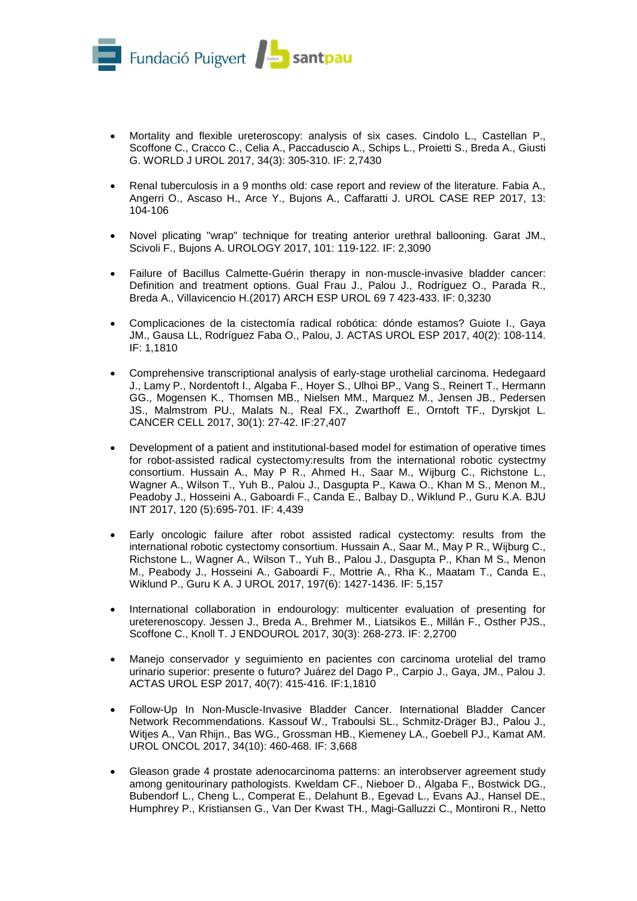- Mortality and flexible ureteroscopy: analysis of six cases. Cindolo L., Castellan P., Scoffone C., Cracco C., Celia A., Paccaduscio A., Schips L., Proietti S., Breda A., Giusti G. WORLD J UROL 2017, 34(3): 305-310. IF: 2,7430

- Renal tuberculosis in a 9 months old: case report and review of the literature. Fabia A., Angerri O., Ascaso H., Arce Y., Bujons A., Caffaratti J. UROL CASE REP 2017, 13: 104-106

- Novel plicating "wrap" technique for treating anterior urethral ballooning. Garat JM., Scivoli F., Bujons A. UROLOGY 2017, 101: 119-122. IF: 2,3090

- Failure of Bacillus Calmette-Guérin therapy in non-muscle-invasive bladder cancer: Definition and treatment options. Gual Frau J., Palou J., Rodríguez O., Parada R., Breda A., Villavicencio H.(2017) ARCH ESP UROL 69 7 423-433. IF: 0,3230

- Complicaciones de la cistectomía radical robótica: dónde estamos? Guiote I., Gaya JM., Gausa LL, Rodríguez Faba O., Palou, J. ACTAS UROL ESP 2017, 40(2): 108-114. IF: 1,1810

- Comprehensive transcriptional analysis of early-stage urothelial carcinoma. Hedegaard J., Lamy P., Nordentoft I., Algaba F., Hoyer S., Ulhoi BP., Vang S., Reinert T., Hermann GG., Mogensen K., Thomsen MB., Nielsen MM., Marquez M., Jensen JB., Pedersen JS., Malmstrom PU., Malats N., Real FX., Zwarthoff E., Orntoft TF., Dyrskjot L. CANCER CELL 2017, 30(1): 27-42. IF:27,407

- Development of a patient and institutional-based model for estimation of operative times for robot-assisted radical cystectomy:results from the international robotic cystectmy consortium. Hussain A., May P R., Ahmed H., Saar M., Wijburg C., Richstone L., Wagner A., Wilson T., Yuh B., Palou J., Dasgupta P., Kawa O., Khan M S., Menon M., Peadoby J., Hosseini A., Gaboardi F., Canda E., Balbay D., Wiklund P., Guru K.A. BJU INT 2017, 120 (5):695-701. IF: 4,439

- Early oncologic failure after robot assisted radical cystectomy: results from the international robotic cystectomy consortium. Hussain A., Saar M., May P R., Wijburg C., Richstone L., Wagner A., Wilson T., Yuh B., Palou J., Dasgupta P., Khan M S., Menon M., Peabody J., Hosseini A., Gaboardi F., Mottrie A., Rha K., Maatam T., Canda E., Wiklund P., Guru K A. J UROL 2017, 197(6): 1427-1436. IF: 5,157

- International collaboration in endourology: multicenter evaluation of presenting for ureterenoscopy. Jessen J., Breda A., Brehmer M., Liatsikos E., Millán F., Osther PJS., Scoffone C., Knoll T. J ENDOUROL 2017, 30(3): 268-273. IF: 2,2700

- Manejo conservador y seguimiento en pacientes con carcinoma urotelial del tramo urinario superior: presente o futuro? Juárez del Dago P., Carpio J., Gaya, JM., Palou J. ACTAS UROL ESP 2017, 40(7): 415-416. IF:1,1810

- Follow-Up In Non-Muscle-Invasive Bladder Cancer. International Bladder Cancer Network Recommendations. Kassouf W., Traboulsi SL., Schmitz-Dräger BJ., Palou J., Witjes A., Van Rhijn., Bas WG., Grossman HB., Kiemeney LA., Goebell PJ., Kamat AM. UROL ONCOL 2017, 34(10): 460-468. IF: 3,668

- Gleason grade 4 prostate adenocarcinoma patterns: an interobserver agreement study among genitourinary pathologists. Kweldam CF., Nieboer D., Algaba F., Bostwick DG., Bubendorf L., Cheng L., Comperat E., Delahunt B., Egevad L., Evans AJ., Hansel DE., Humphrey P., Kristiansen G., Van Der Kwast TH., Magi-Galluzzi C., Montironi R., Netto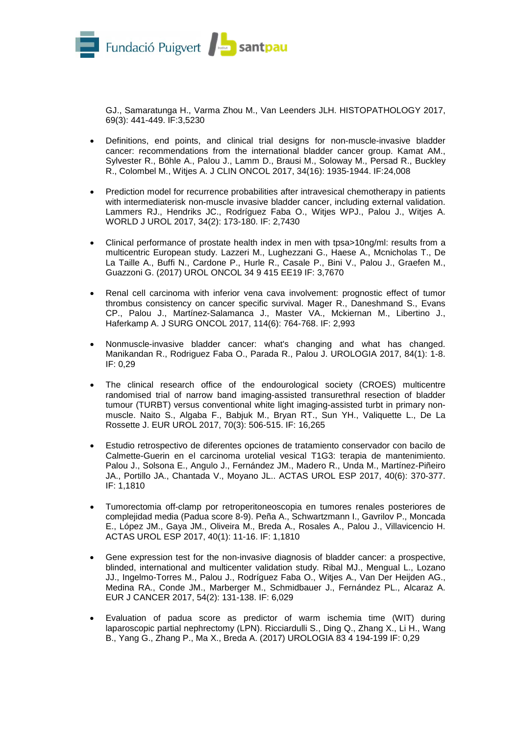GJ., Samaratunga H., Varma Zhou M., Van Leenders JLH. HISTOPATHOLOGY 2017, 69(3): 441-449. IF:3,5230

- Definitions, end points, and clinical trial designs for non-muscle-invasive bladder cancer: recommendations from the international bladder cancer group. Kamat AM., Sylvester R., Böhle A., Palou J., Lamm D., Brausi M., Soloway M., Persad R., Buckley R., Colombel M., Witjes A. J CLIN ONCOL 2017, 34(16): 1935-1944. IF:24,008

- Prediction model for recurrence probabilities after intravesical chemotherapy in patients with intermediaterisk non-muscle invasive bladder cancer, including external validation. Lammers RJ., Hendriks JC., Rodríguez Faba O., Witjes WPJ., Palou J., Witjes A. WORLD J UROL 2017, 34(2): 173-180. IF: 2,7430

- Clinical performance of prostate health index in men with tpsa>10ng/ml: results from a multicentric European study. Lazzeri M., Lughezzani G., Haese A., Mcnicholas T., De La Taille A., Buffi N., Cardone P., Hurle R., Casale P., Bini V., Palou J., Graefen M., Guazzoni G. (2017) UROL ONCOL 34 9 415 EE19 IF: 3,7670

- Renal cell carcinoma with inferior vena cava involvement: prognostic effect of tumor thrombus consistency on cancer specific survival. Mager R., Daneshmand S., Evans CP., Palou J., Martínez-Salamanca J., Master VA., Mckiernan M., Libertino J., Haferkamp A. J SURG ONCOL 2017, 114(6): 764-768. IF: 2,993

- Nonmuscle-invasive bladder cancer: what's changing and what has changed. Manikandan R., Rodriguez Faba O., Parada R., Palou J. UROLOGIA 2017, 84(1): 1-8. IF: 0,29

- The clinical research office of the endourological society (CROES) multicentre randomised trial of narrow band imaging-assisted transurethral resection of bladder tumour (TURBT) versus conventional white light imaging-assisted turbt in primary non-muscle. Naito S., Algaba F., Babjuk M., Bryan RT., Sun YH., Valiquette L., De La Rossette J. EUR UROL 2017, 70(3): 506-515. IF: 16,265

- Estudio retrospectivo de diferentes opciones de tratamiento conservador con bacilo de Calmette-Guerin en el carcinoma urotelial vesical T1G3: terapia de mantenimiento. Palou J., Solsona E., Angulo J., Fernández JM., Madero R., Unda M., Martínez-Piñeiro JA., Portillo JA., Chantada V., Moyano JL.. ACTAS UROL ESP 2017, 40(6): 370-377. IF: 1,1810

- Tumorectomia off-clamp por retroperitoneoscopia en tumores renales posteriores de complejidad media (Padua score 8-9). Peña A., Schwartzmann I., Gavrilov P., Moncada E., López JM., Gaya JM., Oliveira M., Breda A., Rosales A., Palou J., Villavicencio H. ACTAS UROL ESP 2017, 40(1): 11-16. IF: 1,1810

- Gene expression test for the non-invasive diagnosis of bladder cancer: a prospective, blinded, international and multicenter validation study. Ribal MJ., Mengual L., Lozano JJ., Ingelmo-Torres M., Palou J., Rodríguez Faba O., Witjes A., Van Der Heijden AG., Medina RA., Conde JM., Marberger M., Schmidbauer J., Fernández PL., Alcaraz A. EUR J CANCER 2017, 54(2): 131-138. IF: 6,029

- Evaluation of padua score as predictor of warm ischemia time (WIT) during laparoscopic partial nephrectomy (LPN). Ricciardulli S., Ding Q., Zhang X., Li H., Wang B., Yang G., Zhang P., Ma X., Breda A. (2017) UROLOGIA 83 4 194-199 IF: 0,29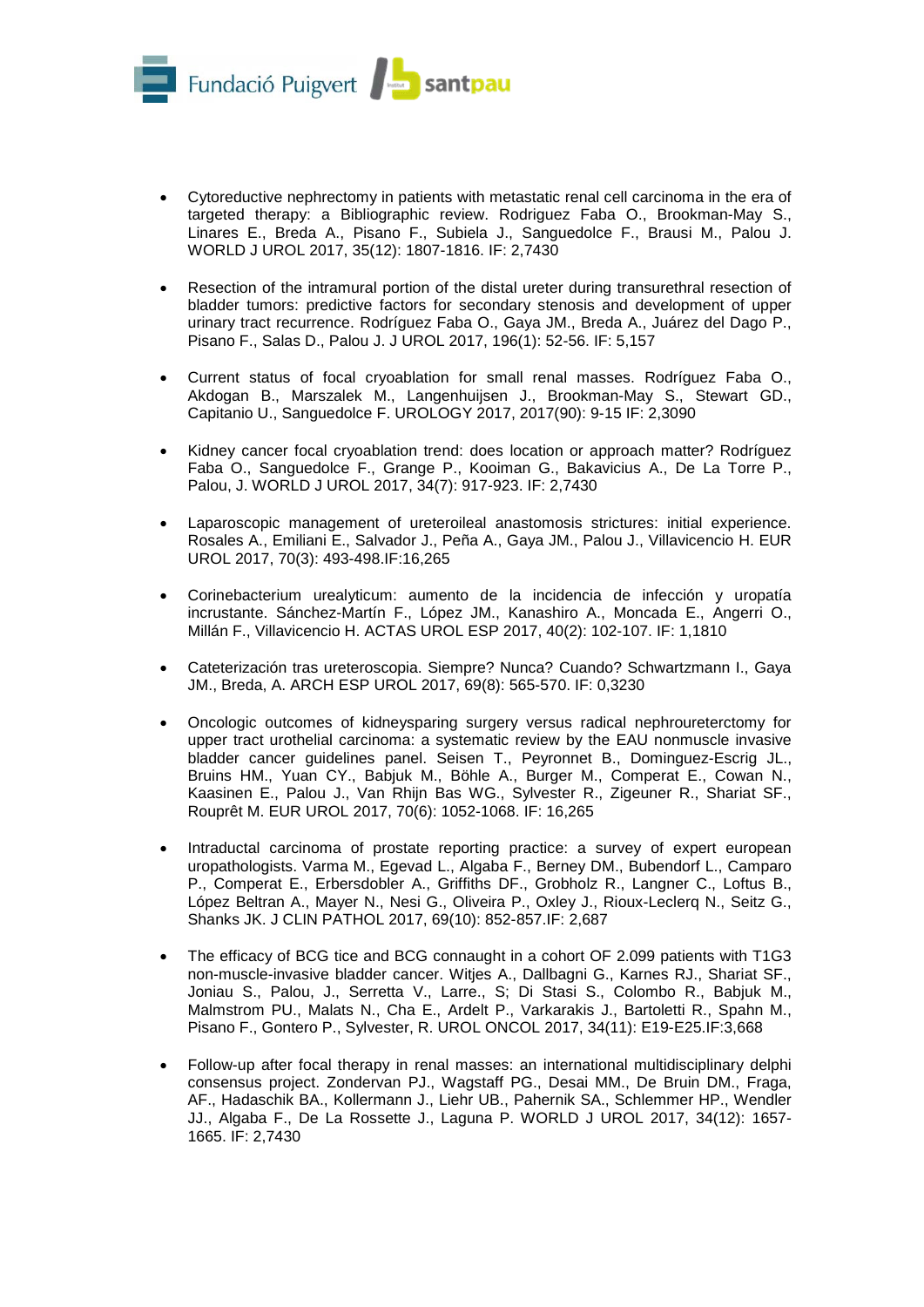- Cytoreductive nephrectomy in patients with metastatic renal cell carcinoma in the era of targeted therapy: a Bibliographic review. Rodriguez Faba O., Brookman-May S., Linares E., Breda A., Pisano F., Subiela J., Sanguedolce F., Brausi M., Palou J. WORLD J UROL 2017, 35(12): 1807-1816. IF: 2,7430

- Resection of the intramural portion of the distal ureter during transurethral resection of bladder tumors: predictive factors for secondary stenosis and development of upper urinary tract recurrence. Rodríguez Faba O., Gaya JM., Breda A., Juárez del Dago P., Pisano F., Salas D., Palou J. J UROL 2017, 196(1): 52-56. IF: 5,157

- Current status of focal cryoablation for small renal masses. Rodríguez Faba O., Akdogan B., Marszalek M., Langenhuijsen J., Brookman-May S., Stewart GD., Capitanio U., Sanguedolce F. UROLOGY 2017, 2017(90): 9-15 IF: 2,3090

- Kidney cancer focal cryoablation trend: does location or approach matter? Rodríguez Faba O., Sanguedolce F., Grange P., Kooiman G., Bakavicius A., De La Torre P., Palou, J. WORLD J UROL 2017, 34(7): 917-923. IF: 2,7430

- Laparoscopic management of ureteroileal anastomosis strictures: initial experience. Rosales A., Emiliani E., Salvador J., Peña A., Gaya JM., Palou J., Villavicencio H. EUR UROL 2017, 70(3): 493-498.IF:16,265

- Corinebacterium urealyticum: aumento de la incidencia de infección y uropatía incrustante. Sánchez-Martín F., López JM., Kanashiro A., Moncada E., Angerri O., Millán F., Villavicencio H. ACTAS UROL ESP 2017, 40(2): 102-107. IF: 1,1810

- Cateterización tras ureteroscopia. Siempre? Nunca? Cuando? Schwartzmann I., Gaya JM., Breda, A. ARCH ESP UROL 2017, 69(8): 565-570. IF: 0,3230

- Oncologic outcomes of kidneysparing surgery versus radical nephroureterctomy for upper tract urothelial carcinoma: a systematic review by the EAU nonmuscle invasive bladder cancer guidelines panel. Seisen T., Peyronnet B., Dominguez-Escrig JL., Bruins HM., Yuan CY., Babjuk M., Böhle A., Burger M., Comperat E., Cowan N., Kaasinen E., Palou J., Van Rhijn Bas WG., Sylvester R., Zigeuner R., Shariat SF., Rouprêt M. EUR UROL 2017, 70(6): 1052-1068. IF: 16,265

- Intraductal carcinoma of prostate reporting practice: a survey of expert european uropathologists. Varma M., Egevad L., Algaba F., Berney DM., Bubendorf L., Camparo P., Comperat E., Erbersdobler A., Griffiths DF., Grobholz R., Langner C., Loftus B., López Beltran A., Mayer N., Nesi G., Oliveira P., Oxley J., Rioux-Leclerq N., Seitz G., Shanks JK. J CLIN PATHOL 2017, 69(10): 852-857.IF: 2,687

- The efficacy of BCG tice and BCG connaught in a cohort OF 2.099 patients with T1G3 non-muscle-invasive bladder cancer. Witjes A., Dallbagni G., Karnes RJ., Shariat SF., Joniau S., Palou, J., Serretta V., Larre., S; Di Stasi S., Colombo R., Babjuk M., Malmstrom PU., Malats N., Cha E., Ardelt P., Varkarakis J., Bartoletti R., Spahn M., Pisano F., Gontero P., Sylvester, R. UROL ONCOL 2017, 34(11): E19-E25.IF:3,668

- Follow-up after focal therapy in renal masses: an international multidisciplinary delphi consensus project. Zondervan PJ., Wagstaff PG., Desai MM., De Bruin DM., Fraga, AF., Hadaschik BA., Kollermann J., Liehr UB., Pahernik SA., Schlemmer HP., Wendler JJ., Algaba F., De La Rossette J., Laguna P. WORLD J UROL 2017, 34(12): 1657-1665. IF: 2,7430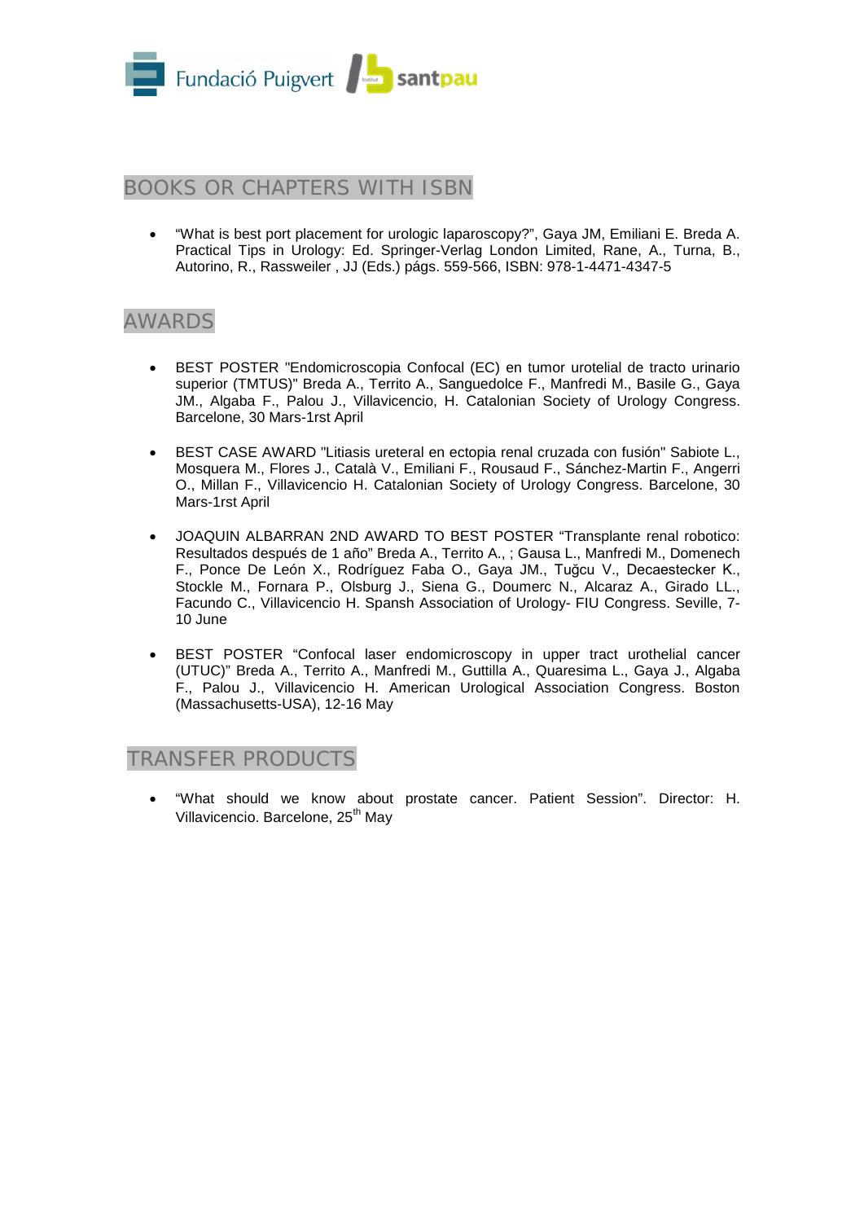## BOOKS OR CHAPTERS WITH ISBN

- "What is best port placement for urologic laparoscopy?", Gaya JM, Emiliani E. Breda A. Practical Tips in Urology: Ed. Springer-Verlag London Limited, Rane, A., Turna, B., Autorino, R., Rassweiler , JJ (Eds.) págs. 559-566, ISBN: 978-1-4471-4347-5

## AWARDS

- BEST POSTER "Endomicroscopia Confocal (EC) en tumor urotelial de tracto urinario superior (TMTUS)" Breda A., Territo A., Sanguedolce F., Manfredi M., Basile G., Gaya JM., Algaba F., Palou J., Villavicencio, H. Catalonian Society of Urology Congress. Barcelone, 30 Mars-1rst April

- BEST CASE AWARD "Litiasis ureteral en ectopia renal cruzada con fusión" Sabiote L., Mosquera M., Flores J., Català V., Emiliani F., Rousaud F., Sánchez-Martin F., Angerri O., Millan F., Villavicencio H. Catalonian Society of Urology Congress. Barcelone, 30 Mars-1rst April

- JOAQUIN ALBARRAN 2ND AWARD TO BEST POSTER "Transplante renal robotico: Resultados después de 1 año" Breda A., Territo A., ; Gausa L., Manfredi M., Domenech F., Ponce De León X., Rodríguez Faba O., Gaya JM., Tuğcu V., Decaestecker K., Stockle M., Fornara P., Olsburg J., Siena G., Doumerc N., Alcaraz A., Girado LL., Facundo C., Villavicencio H. Spansh Association of Urology- FIU Congress. Seville, 7-10 June

- BEST POSTER "Confocal laser endomicroscopy in upper tract urothelial cancer (UTUC)" Breda A., Territo A., Manfredi M., Guttilla A., Quaresima L., Gaya J., Algaba F., Palou J., Villavicencio H. American Urological Association Congress. Boston (Massachusetts-USA), 12-16 May

## TRANSFER PRODUCTS

- "What should we know about prostate cancer. Patient Session". Director: H. Villavicencio. Barcelone, 25th May